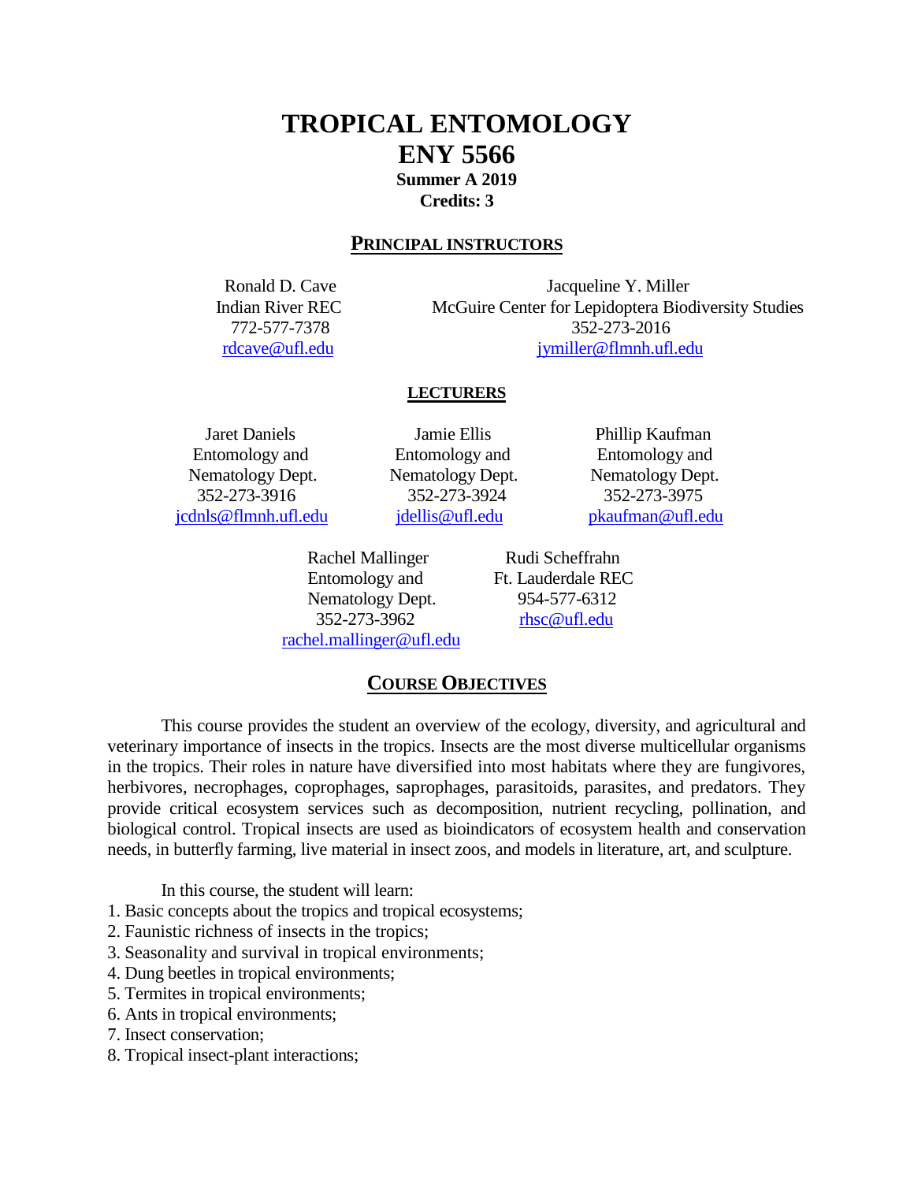# TROPICAL ENTOMOLOGY
# ENY 5566

**Summer A 2019**
**Credits: 3**

## PRINCIPAL INSTRUCTORS

Ronald D. Cave
Indian River REC
772-577-7378
rdcave@ufl.edu

Jacqueline Y. Miller
McGuire Center for Lepidoptera Biodiversity Studies
352-273-2016
jymiller@flmnh.ufl.edu

## LECTURERS

Jaret Daniels
Entomology and Nematology Dept.
352-273-3916
jcdnls@flmnh.ufl.edu

Jamie Ellis
Entomology and Nematology Dept.
352-273-3924
jdellis@ufl.edu

Phillip Kaufman
Entomology and Nematology Dept.
352-273-3975
pkaufman@ufl.edu

Rachel Mallinger
Entomology and Nematology Dept.
352-273-3962
rachel.mallinger@ufl.edu

Rudi Scheffrahn
Ft. Lauderdale REC
954-577-6312
rhsc@ufl.edu

## COURSE OBJECTIVES

This course provides the student an overview of the ecology, diversity, and agricultural and veterinary importance of insects in the tropics. Insects are the most diverse multicellular organisms in the tropics. Their roles in nature have diversified into most habitats where they are fungivores, herbivores, necrophages, coprophages, saprophages, parasitoids, parasites, and predators. They provide critical ecosystem services such as decomposition, nutrient recycling, pollination, and biological control. Tropical insects are used as bioindicators of ecosystem health and conservation needs, in butterfly farming, live material in insect zoos, and models in literature, art, and sculpture.

In this course, the student will learn:

1. Basic concepts about the tropics and tropical ecosystems;
2. Faunistic richness of insects in the tropics;
3. Seasonality and survival in tropical environments;
4. Dung beetles in tropical environments;
5. Termites in tropical environments;
6. Ants in tropical environments;
7. Insect conservation;
8. Tropical insect-plant interactions;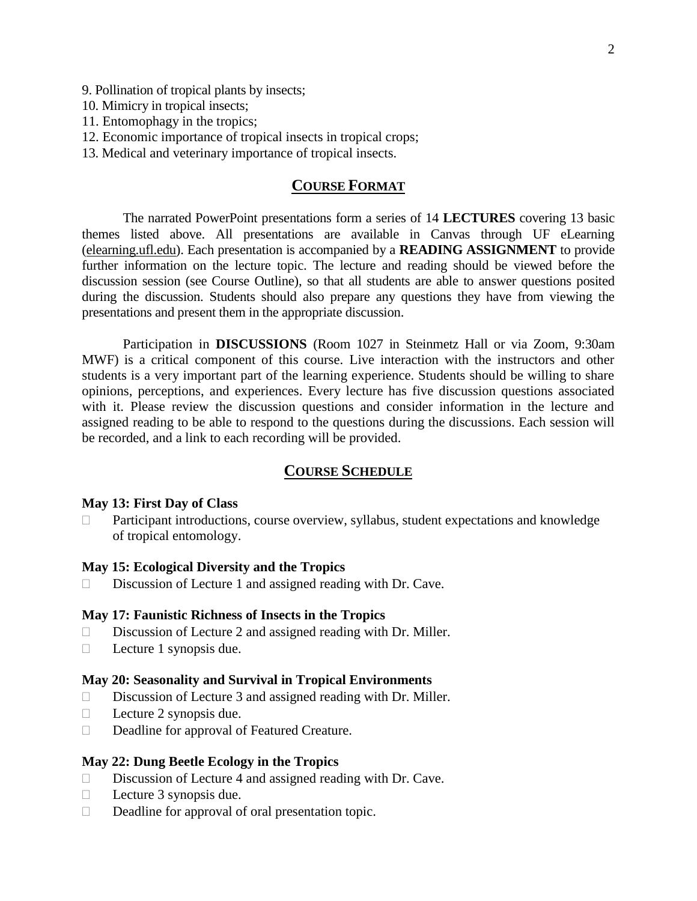9. Pollination of tropical plants by insects;
10. Mimicry in tropical insects;
11. Entomophagy in the tropics;
12. Economic importance of tropical insects in tropical crops;
13. Medical and veterinary importance of tropical insects.

## COURSE FORMAT

The narrated PowerPoint presentations form a series of 14 **LECTURES** covering 13 basic themes listed above. All presentations are available in Canvas through UF eLearning (elearning.ufl.edu). Each presentation is accompanied by a **READING ASSIGNMENT** to provide further information on the lecture topic. The lecture and reading should be viewed before the discussion session (see Course Outline), so that all students are able to answer questions posited during the discussion. Students should also prepare any questions they have from viewing the presentations and present them in the appropriate discussion.

Participation in **DISCUSSIONS** (Room 1027 in Steinmetz Hall or via Zoom, 9:30am MWF) is a critical component of this course. Live interaction with the instructors and other students is a very important part of the learning experience. Students should be willing to share opinions, perceptions, and experiences. Every lecture has five discussion questions associated with it. Please review the discussion questions and consider information in the lecture and assigned reading to be able to respond to the questions during the discussions. Each session will be recorded, and a link to each recording will be provided.

## COURSE SCHEDULE

**May 13: First Day of Class**

- Participant introductions, course overview, syllabus, student expectations and knowledge of tropical entomology.

**May 15: Ecological Diversity and the Tropics**

- Discussion of Lecture 1 and assigned reading with Dr. Cave.

**May 17: Faunistic Richness of Insects in the Tropics**

- Discussion of Lecture 2 and assigned reading with Dr. Miller.
- Lecture 1 synopsis due.

**May 20: Seasonality and Survival in Tropical Environments**

- Discussion of Lecture 3 and assigned reading with Dr. Miller.
- Lecture 2 synopsis due.
- Deadline for approval of Featured Creature.

**May 22: Dung Beetle Ecology in the Tropics**

- Discussion of Lecture 4 and assigned reading with Dr. Cave.
- Lecture 3 synopsis due.
- Deadline for approval of oral presentation topic.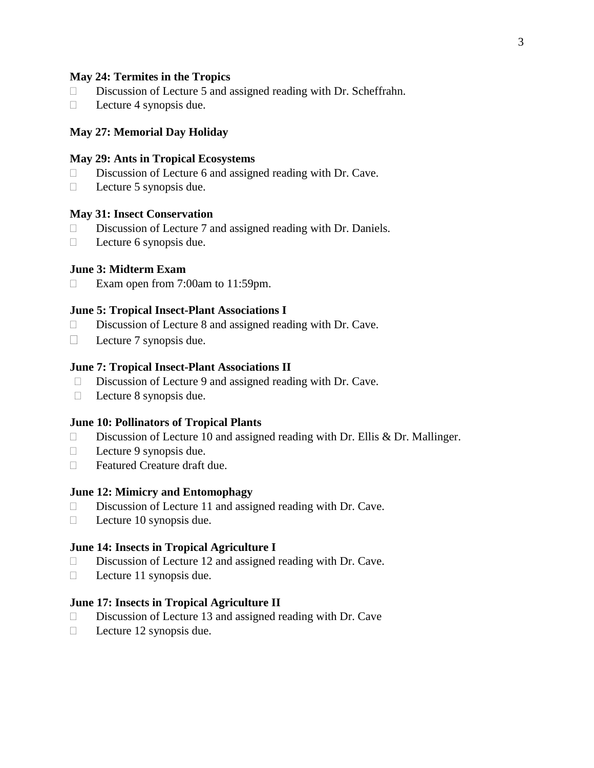**May 24: Termites in the Tropics**

- Discussion of Lecture 5 and assigned reading with Dr. Scheffrahn.
- Lecture 4 synopsis due.

**May 27: Memorial Day Holiday**

**May 29: Ants in Tropical Ecosystems**

- Discussion of Lecture 6 and assigned reading with Dr. Cave.
- Lecture 5 synopsis due.

**May 31: Insect Conservation**

- Discussion of Lecture 7 and assigned reading with Dr. Daniels.
- Lecture 6 synopsis due.

**June 3: Midterm Exam**

- Exam open from 7:00am to 11:59pm.

**June 5: Tropical Insect-Plant Associations I**

- Discussion of Lecture 8 and assigned reading with Dr. Cave.
- Lecture 7 synopsis due.

**June 7: Tropical Insect-Plant Associations II**

- Discussion of Lecture 9 and assigned reading with Dr. Cave.
- Lecture 8 synopsis due.

**June 10: Pollinators of Tropical Plants**

- Discussion of Lecture 10 and assigned reading with Dr. Ellis & Dr. Mallinger.
- Lecture 9 synopsis due.
- Featured Creature draft due.

**June 12: Mimicry and Entomophagy**

- Discussion of Lecture 11 and assigned reading with Dr. Cave.
- Lecture 10 synopsis due.

**June 14: Insects in Tropical Agriculture I**

- Discussion of Lecture 12 and assigned reading with Dr. Cave.
- Lecture 11 synopsis due.

**June 17: Insects in Tropical Agriculture II**

- Discussion of Lecture 13 and assigned reading with Dr. Cave
- Lecture 12 synopsis due.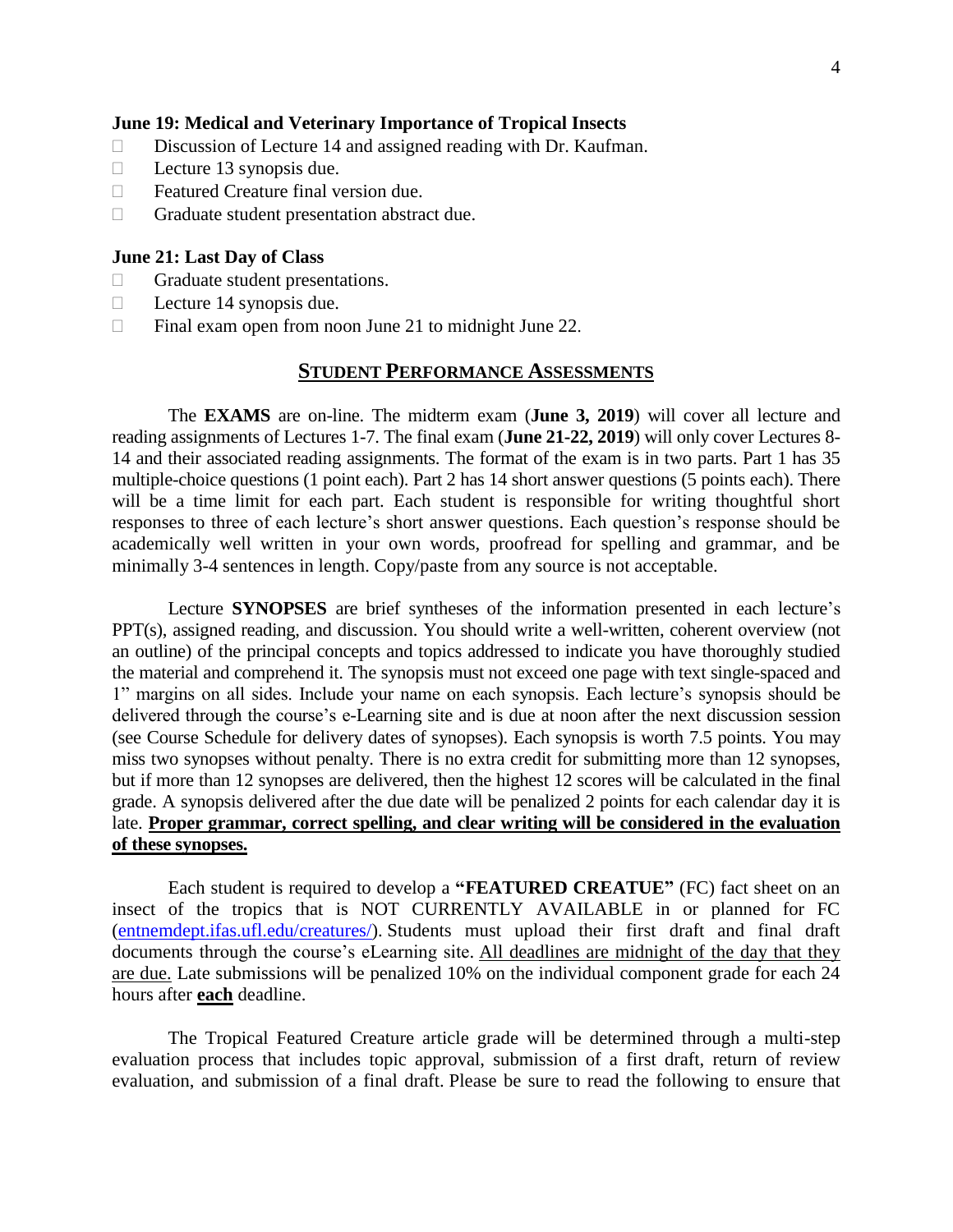**June 19: Medical and Veterinary Importance of Tropical Insects**

- Discussion of Lecture 14 and assigned reading with Dr. Kaufman.
- Lecture 13 synopsis due.
- Featured Creature final version due.
- Graduate student presentation abstract due.

**June 21: Last Day of Class**

- Graduate student presentations.
- Lecture 14 synopsis due.
- Final exam open from noon June 21 to midnight June 22.

## STUDENT PERFORMANCE ASSESSMENTS

The **EXAMS** are on-line. The midterm exam (**June 3, 2019**) will cover all lecture and reading assignments of Lectures 1-7. The final exam (**June 21-22, 2019**) will only cover Lectures 8-14 and their associated reading assignments. The format of the exam is in two parts. Part 1 has 35 multiple-choice questions (1 point each). Part 2 has 14 short answer questions (5 points each). There will be a time limit for each part. Each student is responsible for writing thoughtful short responses to three of each lecture's short answer questions. Each question's response should be academically well written in your own words, proofread for spelling and grammar, and be minimally 3-4 sentences in length. Copy/paste from any source is not acceptable.

Lecture **SYNOPSES** are brief syntheses of the information presented in each lecture's PPT(s), assigned reading, and discussion. You should write a well-written, coherent overview (not an outline) of the principal concepts and topics addressed to indicate you have thoroughly studied the material and comprehend it. The synopsis must not exceed one page with text single-spaced and 1" margins on all sides. Include your name on each synopsis. Each lecture's synopsis should be delivered through the course's e-Learning site and is due at noon after the next discussion session (see Course Schedule for delivery dates of synopses). Each synopsis is worth 7.5 points. You may miss two synopses without penalty. There is no extra credit for submitting more than 12 synopses, but if more than 12 synopses are delivered, then the highest 12 scores will be calculated in the final grade. A synopsis delivered after the due date will be penalized 2 points for each calendar day it is late. **Proper grammar, correct spelling, and clear writing will be considered in the evaluation of these synopses.**

Each student is required to develop a **"FEATURED CREATUE"** (FC) fact sheet on an insect of the tropics that is NOT CURRENTLY AVAILABLE in or planned for FC (entnemdept.ifas.ufl.edu/creatures/). Students must upload their first draft and final draft documents through the course's eLearning site. All deadlines are midnight of the day that they are due. Late submissions will be penalized 10% on the individual component grade for each 24 hours after **each** deadline.

The Tropical Featured Creature article grade will be determined through a multi-step evaluation process that includes topic approval, submission of a first draft, return of review evaluation, and submission of a final draft. Please be sure to read the following to ensure that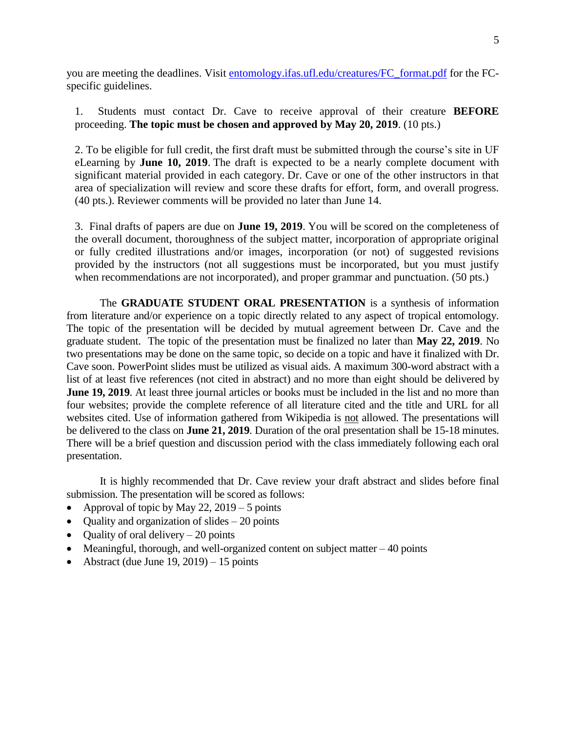you are meeting the deadlines. Visit [entomology.ifas.ufl.edu/creatures/FC_format.pdf](entomology.ifas.ufl.edu/creatures/FC_format.pdf) for the FC-specific guidelines.

1. Students must contact Dr. Cave to receive approval of their creature **BEFORE** proceeding. **The topic must be chosen and approved by May 20, 2019**. (10 pts.)

2. To be eligible for full credit, the first draft must be submitted through the course's site in UF eLearning by **June 10, 2019**. The draft is expected to be a nearly complete document with significant material provided in each category. Dr. Cave or one of the other instructors in that area of specialization will review and score these drafts for effort, form, and overall progress. (40 pts.). Reviewer comments will be provided no later than June 14.

3. Final drafts of papers are due on **June 19, 2019**. You will be scored on the completeness of the overall document, thoroughness of the subject matter, incorporation of appropriate original or fully credited illustrations and/or images, incorporation (or not) of suggested revisions provided by the instructors (not all suggestions must be incorporated, but you must justify when recommendations are not incorporated), and proper grammar and punctuation. (50 pts.)

The **GRADUATE STUDENT ORAL PRESENTATION** is a synthesis of information from literature and/or experience on a topic directly related to any aspect of tropical entomology. The topic of the presentation will be decided by mutual agreement between Dr. Cave and the graduate student. The topic of the presentation must be finalized no later than **May 22, 2019**. No two presentations may be done on the same topic, so decide on a topic and have it finalized with Dr. Cave soon. PowerPoint slides must be utilized as visual aids. A maximum 300-word abstract with a list of at least five references (not cited in abstract) and no more than eight should be delivered by **June 19, 2019**. At least three journal articles or books must be included in the list and no more than four websites; provide the complete reference of all literature cited and the title and URL for all websites cited. Use of information gathered from Wikipedia is <u>not</u> allowed. The presentations will be delivered to the class on **June 21, 2019**. Duration of the oral presentation shall be 15-18 minutes. There will be a brief question and discussion period with the class immediately following each oral presentation.

It is highly recommended that Dr. Cave review your draft abstract and slides before final submission. The presentation will be scored as follows:

- Approval of topic by May 22, 2019 – 5 points
- Quality and organization of slides – 20 points
- Quality of oral delivery – 20 points
- Meaningful, thorough, and well-organized content on subject matter – 40 points
- Abstract (due June 19, 2019) – 15 points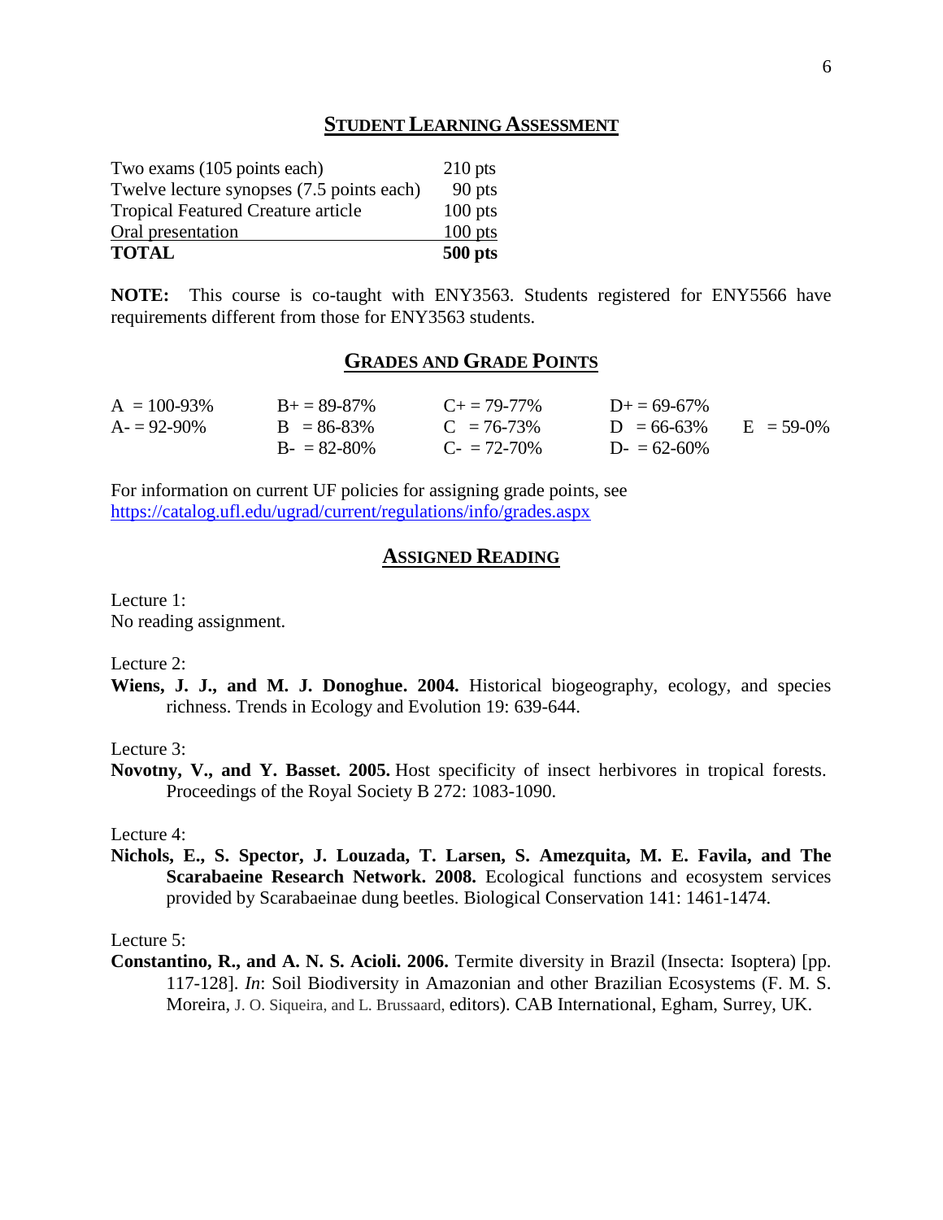## STUDENT LEARNING ASSESSMENT

| | |
|---|---|
| Two exams (105 points each) | 210 pts |
| Twelve lecture synopses (7.5 points each) | 90 pts |
| Tropical Featured Creature article | 100 pts |
| Oral presentation | 100 pts |
| **TOTAL** | **500 pts** |

**NOTE:** This course is co-taught with ENY3563. Students registered for ENY5566 have requirements different from those for ENY3563 students.

## GRADES AND GRADE POINTS

| | | | | |
|---|---|---|---|---|
| A = 100-93% | B+ = 89-87% | C+ = 79-77% | D+ = 69-67% | |
| A- = 92-90% | B = 86-83% | C = 76-73% | D = 66-63% | E = 59-0% |
| | B- = 82-80% | C- = 72-70% | D- = 62-60% | |

For information on current UF policies for assigning grade points, see https://catalog.ufl.edu/ugrad/current/regulations/info/grades.aspx

## ASSIGNED READING

Lecture 1:
No reading assignment.

Lecture 2:
**Wiens, J. J., and M. J. Donoghue. 2004.** Historical biogeography, ecology, and species richness. Trends in Ecology and Evolution 19: 639-644.

Lecture 3:
**Novotny, V., and Y. Basset. 2005.** Host specificity of insect herbivores in tropical forests. Proceedings of the Royal Society B 272: 1083-1090.

Lecture 4:
**Nichols, E., S. Spector, J. Louzada, T. Larsen, S. Amezquita, M. E. Favila, and The Scarabaeine Research Network. 2008.** Ecological functions and ecosystem services provided by Scarabaeinae dung beetles. Biological Conservation 141: 1461-1474.

Lecture 5:
**Constantino, R., and A. N. S. Acioli. 2006.** Termite diversity in Brazil (Insecta: Isoptera) [pp. 117-128]. *In*: Soil Biodiversity in Amazonian and other Brazilian Ecosystems (F. M. S. Moreira, J. O. Siqueira, and L. Brussaard, editors). CAB International, Egham, Surrey, UK.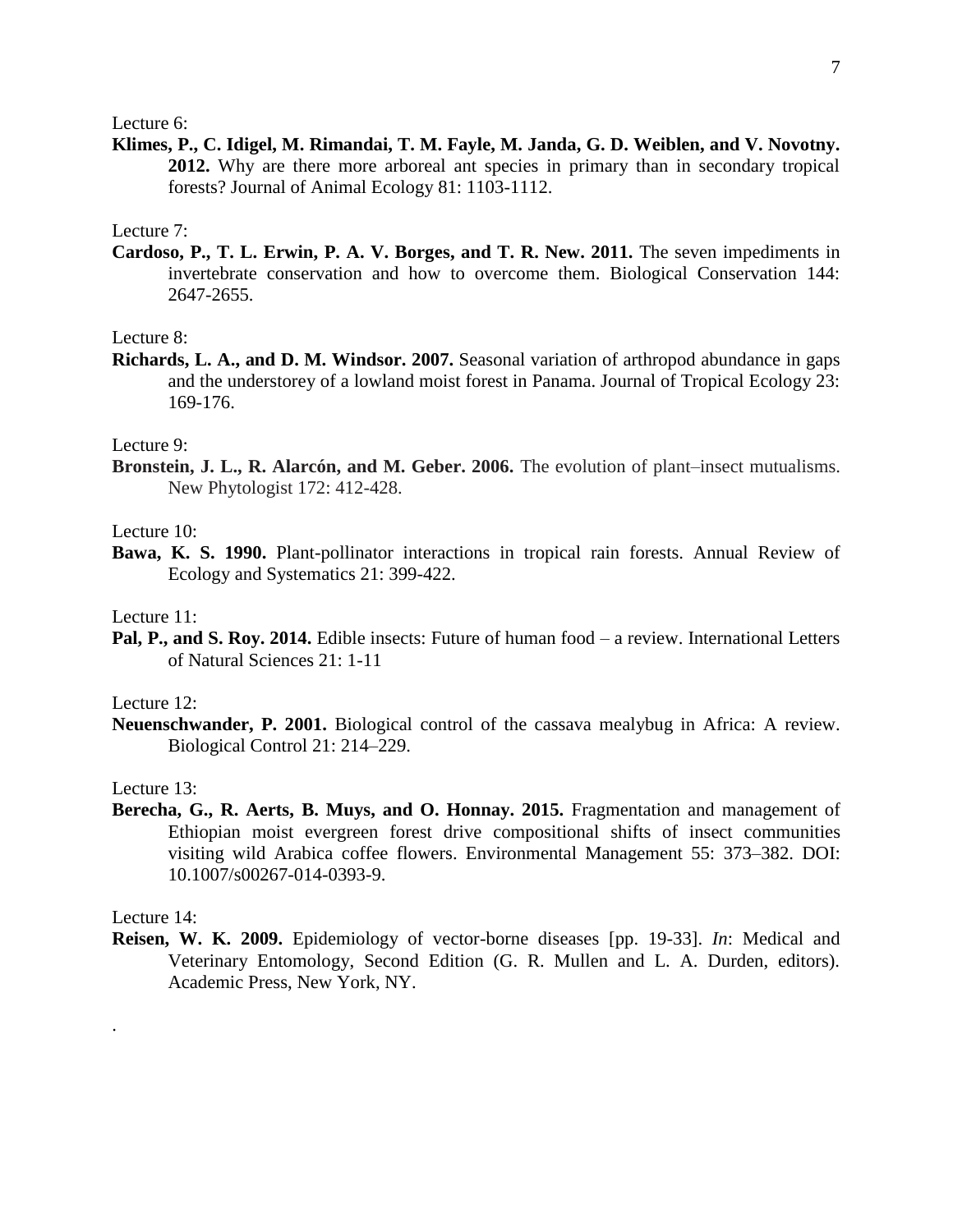Lecture 6:

**Klimes, P., C. Idigel, M. Rimandai, T. M. Fayle, M. Janda, G. D. Weiblen, and V. Novotny. 2012.** Why are there more arboreal ant species in primary than in secondary tropical forests? Journal of Animal Ecology 81: 1103-1112.

Lecture 7:

**Cardoso, P., T. L. Erwin, P. A. V. Borges, and T. R. New. 2011.** The seven impediments in invertebrate conservation and how to overcome them. Biological Conservation 144: 2647-2655.

Lecture 8:

**Richards, L. A., and D. M. Windsor. 2007.** Seasonal variation of arthropod abundance in gaps and the understorey of a lowland moist forest in Panama. Journal of Tropical Ecology 23: 169-176.

Lecture 9:

**Bronstein, J. L., R. Alarcón, and M. Geber. 2006.** The evolution of plant–insect mutualisms. New Phytologist 172: 412-428.

Lecture 10:

**Bawa, K. S. 1990.** Plant-pollinator interactions in tropical rain forests. Annual Review of Ecology and Systematics 21: 399-422.

Lecture 11:

**Pal, P., and S. Roy. 2014.** Edible insects: Future of human food – a review. International Letters of Natural Sciences 21: 1-11

Lecture 12:

**Neuenschwander, P. 2001.** Biological control of the cassava mealybug in Africa: A review. Biological Control 21: 214–229.

Lecture 13:

**Berecha, G., R. Aerts, B. Muys, and O. Honnay. 2015.** Fragmentation and management of Ethiopian moist evergreen forest drive compositional shifts of insect communities visiting wild Arabica coffee flowers. Environmental Management 55: 373–382. DOI: 10.1007/s00267-014-0393-9.

Lecture 14:

**Reisen, W. K. 2009.** Epidemiology of vector-borne diseases [pp. 19-33]. *In*: Medical and Veterinary Entomology, Second Edition (G. R. Mullen and L. A. Durden, editors). Academic Press, New York, NY.

.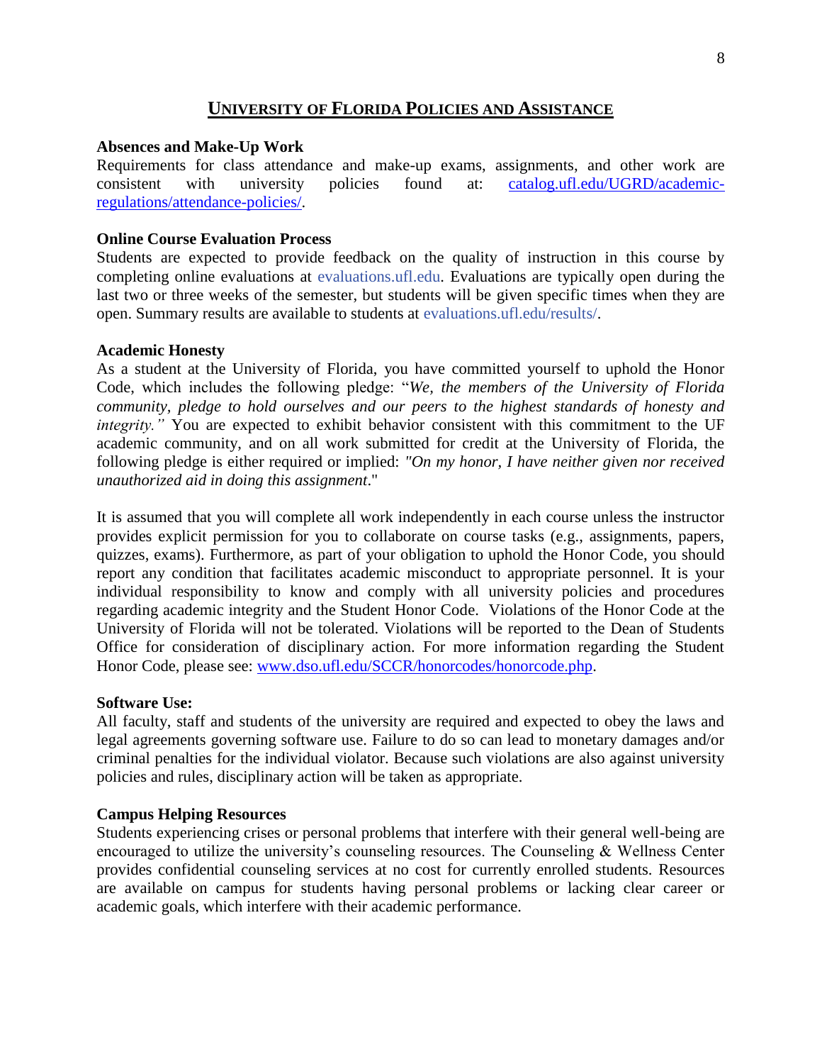## UNIVERSITY OF FLORIDA POLICIES AND ASSISTANCE

**Absences and Make-Up Work**

Requirements for class attendance and make-up exams, assignments, and other work are consistent with university policies found at: [catalog.ufl.edu/UGRD/academic-regulations/attendance-policies/](catalog.ufl.edu/UGRD/academic-regulations/attendance-policies/).

**Online Course Evaluation Process**

Students are expected to provide feedback on the quality of instruction in this course by completing online evaluations at evaluations.ufl.edu. Evaluations are typically open during the last two or three weeks of the semester, but students will be given specific times when they are open. Summary results are available to students at evaluations.ufl.edu/results/.

**Academic Honesty**

As a student at the University of Florida, you have committed yourself to uphold the Honor Code, which includes the following pledge: "*We, the members of the University of Florida community, pledge to hold ourselves and our peers to the highest standards of honesty and integrity."* You are expected to exhibit behavior consistent with this commitment to the UF academic community, and on all work submitted for credit at the University of Florida, the following pledge is either required or implied: *"On my honor, I have neither given nor received unauthorized aid in doing this assignment*."

It is assumed that you will complete all work independently in each course unless the instructor provides explicit permission for you to collaborate on course tasks (e.g., assignments, papers, quizzes, exams). Furthermore, as part of your obligation to uphold the Honor Code, you should report any condition that facilitates academic misconduct to appropriate personnel. It is your individual responsibility to know and comply with all university policies and procedures regarding academic integrity and the Student Honor Code. Violations of the Honor Code at the University of Florida will not be tolerated. Violations will be reported to the Dean of Students Office for consideration of disciplinary action. For more information regarding the Student Honor Code, please see: [www.dso.ufl.edu/SCCR/honorcodes/honorcode.php](www.dso.ufl.edu/SCCR/honorcodes/honorcode.php).

**Software Use:**

All faculty, staff and students of the university are required and expected to obey the laws and legal agreements governing software use. Failure to do so can lead to monetary damages and/or criminal penalties for the individual violator. Because such violations are also against university policies and rules, disciplinary action will be taken as appropriate.

**Campus Helping Resources**

Students experiencing crises or personal problems that interfere with their general well-being are encouraged to utilize the university's counseling resources. The Counseling & Wellness Center provides confidential counseling services at no cost for currently enrolled students. Resources are available on campus for students having personal problems or lacking clear career or academic goals, which interfere with their academic performance.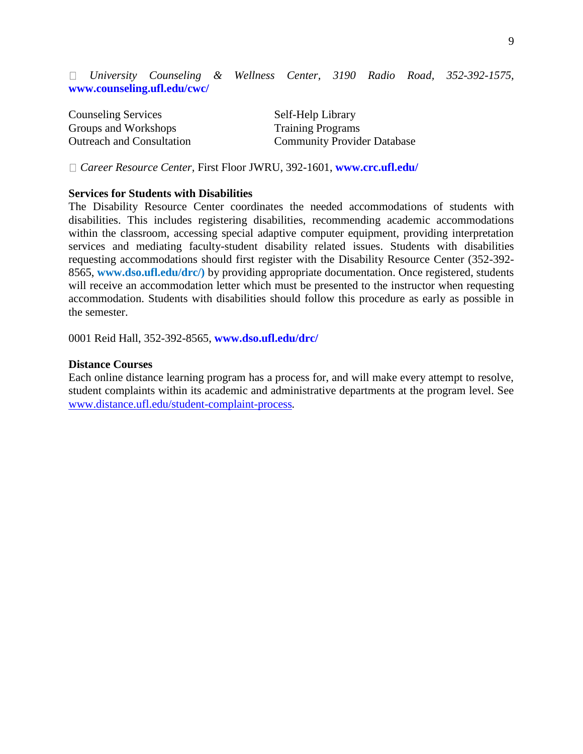- *University Counseling & Wellness Center, 3190 Radio Road, 352-392-1575,* **www.counseling.ufl.edu/cwc/**

| | |
|---|---|
| Counseling Services | Self-Help Library |
| Groups and Workshops | Training Programs |
| Outreach and Consultation | Community Provider Database |

- *Career Resource Center,* First Floor JWRU, 392-1601, **www.crc.ufl.edu/**

**Services for Students with Disabilities**

The Disability Resource Center coordinates the needed accommodations of students with disabilities. This includes registering disabilities, recommending academic accommodations within the classroom, accessing special adaptive computer equipment, providing interpretation services and mediating faculty-student disability related issues. Students with disabilities requesting accommodations should first register with the Disability Resource Center (352-392-8565, **www.dso.ufl.edu/drc/)** by providing appropriate documentation. Once registered, students will receive an accommodation letter which must be presented to the instructor when requesting accommodation. Students with disabilities should follow this procedure as early as possible in the semester.

0001 Reid Hall, 352-392-8565, **www.dso.ufl.edu/drc/**

**Distance Courses**

Each online distance learning program has a process for, and will make every attempt to resolve, student complaints within its academic and administrative departments at the program level. See www.distance.ufl.edu/student-complaint-process.